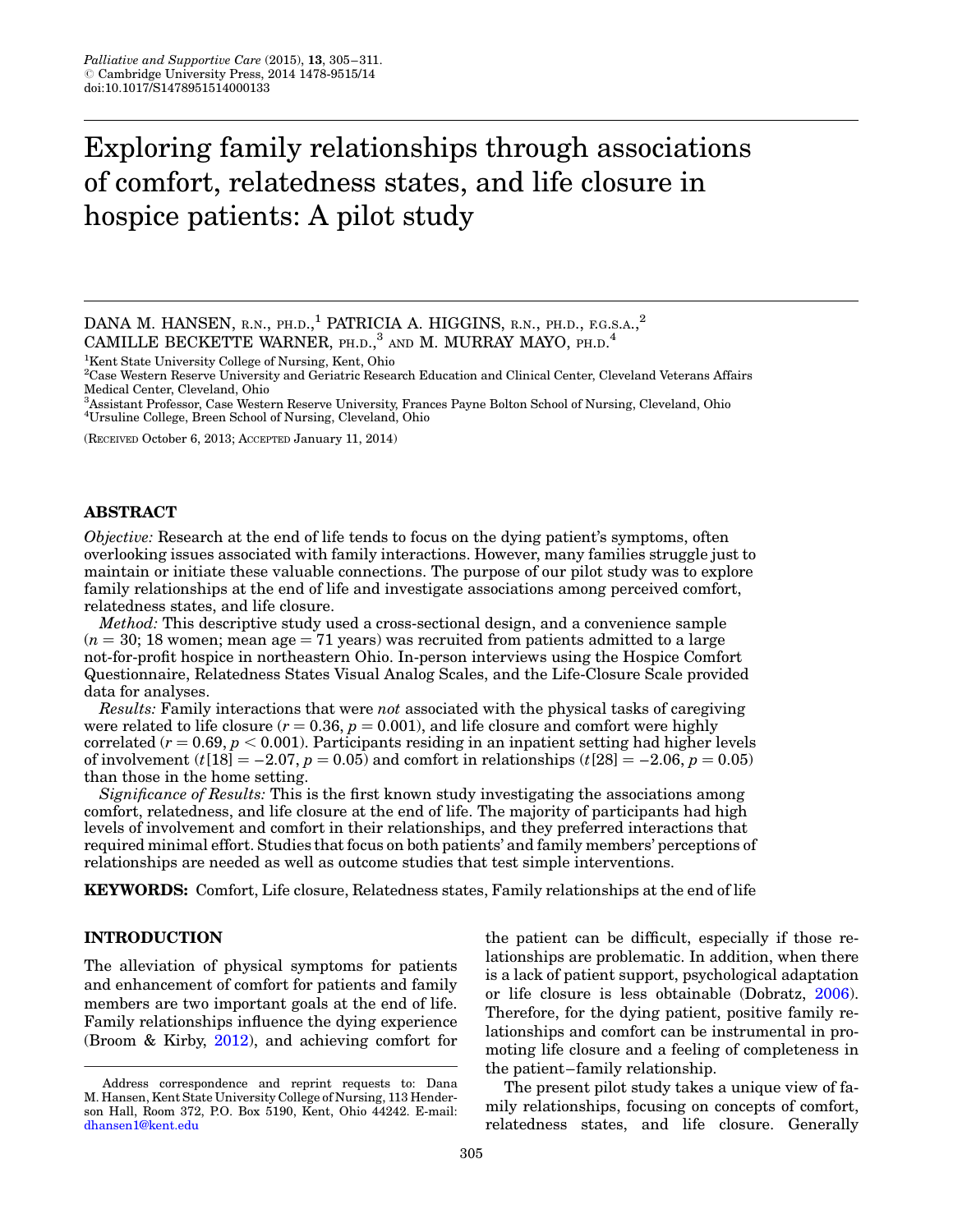# Exploring family relationships through associations of comfort, relatedness states, and life closure in hospice patients: A pilot study

DANA M. HANSEN, R.N., PH.D.,[1] PATRICIA A. HIGGINS, R.N., PH.D., F.G.S.A.,[2] CAMILLE BECKETTE WARNER, PH.D.,[3] AND M. MURRAY MAYO, PH.D.[4]

[1]Kent State University College of Nursing, Kent, Ohio
[2]Case Western Reserve University and Geriatric Research Education and Clinical Center, Cleveland Veterans Affairs Medical Center, Cleveland, Ohio
[3]Assistant Professor, Case Western Reserve University, Frances Payne Bolton School of Nursing, Cleveland, Ohio
[4]Ursuline College, Breen School of Nursing, Cleveland, Ohio

(RECEIVED October 6, 2013; ACCEPTED January 11, 2014)

## ABSTRACT

*Objective:* Research at the end of life tends to focus on the dying patient's symptoms, often overlooking issues associated with family interactions. However, many families struggle just to maintain or initiate these valuable connections. The purpose of our pilot study was to explore family relationships at the end of life and investigate associations among perceived comfort, relatedness states, and life closure.

*Method:* This descriptive study used a cross-sectional design, and a convenience sample ($n = 30$; 18 women; mean age = 71 years) was recruited from patients admitted to a large not-for-profit hospice in northeastern Ohio. In-person interviews using the Hospice Comfort Questionnaire, Relatedness States Visual Analog Scales, and the Life-Closure Scale provided data for analyses.

*Results:* Family interactions that were *not* associated with the physical tasks of caregiving were related to life closure ($r = 0.36$, $p = 0.001$), and life closure and comfort were highly correlated ($r = 0.69$, $p < 0.001$). Participants residing in an inpatient setting had higher levels of involvement ($t[18] = -2.07$, $p = 0.05$) and comfort in relationships ($t[28] = -2.06$, $p = 0.05$) than those in the home setting.

*Significance of Results:* This is the first known study investigating the associations among comfort, relatedness, and life closure at the end of life. The majority of participants had high levels of involvement and comfort in their relationships, and they preferred interactions that required minimal effort. Studies that focus on both patients' and family members' perceptions of relationships are needed as well as outcome studies that test simple interventions.

**KEYWORDS:** Comfort, Life closure, Relatedness states, Family relationships at the end of life

## INTRODUCTION

The alleviation of physical symptoms for patients and enhancement of comfort for patients and family members are two important goals at the end of life. Family relationships influence the dying experience (Broom & Kirby, 2012), and achieving comfort for the patient can be difficult, especially if those relationships are problematic. In addition, when there is a lack of patient support, psychological adaptation or life closure is less obtainable (Dobratz, 2006). Therefore, for the dying patient, positive family relationships and comfort can be instrumental in promoting life closure and a feeling of completeness in the patient–family relationship.

The present pilot study takes a unique view of family relationships, focusing on concepts of comfort, relatedness states, and life closure. Generally

Address correspondence and reprint requests to: Dana M. Hansen, Kent State University College of Nursing, 113 Henderson Hall, Room 372, P.O. Box 5190, Kent, Ohio 44242. E-mail: dhansen1@kent.edu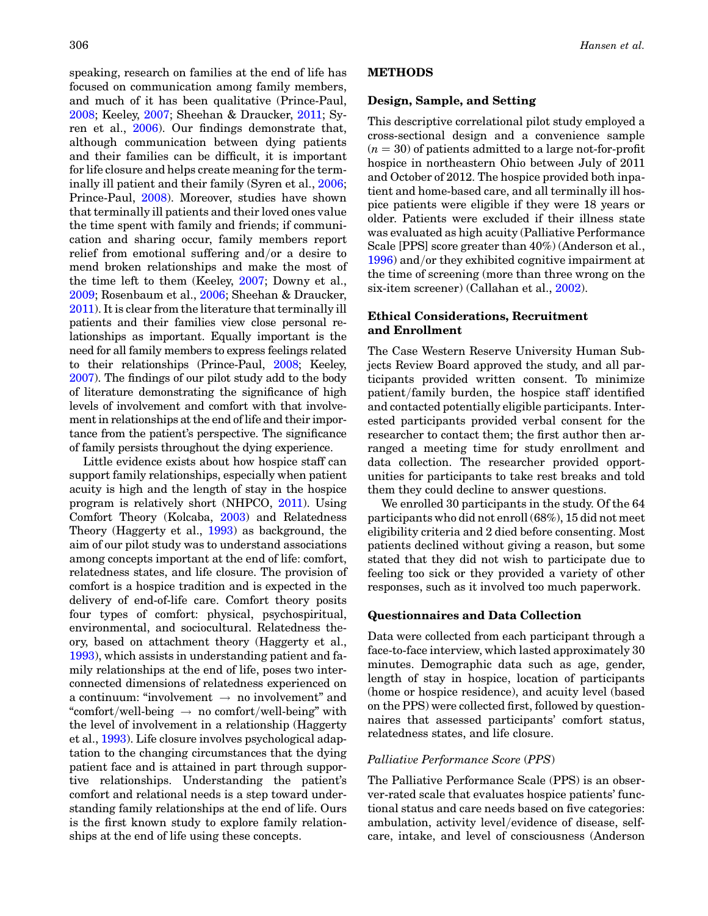speaking, research on families at the end of life has focused on communication among family members, and much of it has been qualitative (Prince-Paul, 2008; Keeley, 2007; Sheehan & Draucker, 2011; Syren et al., 2006). Our findings demonstrate that, although communication between dying patients and their families can be difficult, it is important for life closure and helps create meaning for the terminally ill patient and their family (Syren et al., 2006; Prince-Paul, 2008). Moreover, studies have shown that terminally ill patients and their loved ones value the time spent with family and friends; if communication and sharing occur, family members report relief from emotional suffering and/or a desire to mend broken relationships and make the most of the time left to them (Keeley, 2007; Downy et al., 2009; Rosenbaum et al., 2006; Sheehan & Draucker, 2011). It is clear from the literature that terminally ill patients and their families view close personal relationships as important. Equally important is the need for all family members to express feelings related to their relationships (Prince-Paul, 2008; Keeley, 2007). The findings of our pilot study add to the body of literature demonstrating the significance of high levels of involvement and comfort with that involvement in relationships at the end of life and their importance from the patient's perspective. The significance of family persists throughout the dying experience.

Little evidence exists about how hospice staff can support family relationships, especially when patient acuity is high and the length of stay in the hospice program is relatively short (NHPCO, 2011). Using Comfort Theory (Kolcaba, 2003) and Relatedness Theory (Haggerty et al., 1993) as background, the aim of our pilot study was to understand associations among concepts important at the end of life: comfort, relatedness states, and life closure. The provision of comfort is a hospice tradition and is expected in the delivery of end-of-life care. Comfort theory posits four types of comfort: physical, psychospiritual, environmental, and sociocultural. Relatedness theory, based on attachment theory (Haggerty et al., 1993), which assists in understanding patient and family relationships at the end of life, poses two interconnected dimensions of relatedness experienced on a continuum: "involvement $\rightarrow$ no involvement" and "comfort/well-being $\rightarrow$ no comfort/well-being" with the level of involvement in a relationship (Haggerty et al., 1993). Life closure involves psychological adaptation to the changing circumstances that the dying patient face and is attained in part through supportive relationships. Understanding the patient's comfort and relational needs is a step toward understanding family relationships at the end of life. Ours is the first known study to explore family relationships at the end of life using these concepts.

## METHODS

### Design, Sample, and Setting

This descriptive correlational pilot study employed a cross-sectional design and a convenience sample ($n = 30$) of patients admitted to a large not-for-profit hospice in northeastern Ohio between July of 2011 and October of 2012. The hospice provided both inpatient and home-based care, and all terminally ill hospice patients were eligible if they were 18 years or older. Patients were excluded if their illness state was evaluated as high acuity (Palliative Performance Scale [PPS] score greater than 40%) (Anderson et al., 1996) and/or they exhibited cognitive impairment at the time of screening (more than three wrong on the six-item screener) (Callahan et al., 2002).

### Ethical Considerations, Recruitment and Enrollment

The Case Western Reserve University Human Subjects Review Board approved the study, and all participants provided written consent. To minimize patient/family burden, the hospice staff identified and contacted potentially eligible participants. Interested participants provided verbal consent for the researcher to contact them; the first author then arranged a meeting time for study enrollment and data collection. The researcher provided opportunities for participants to take rest breaks and told them they could decline to answer questions.

We enrolled 30 participants in the study. Of the 64 participants who did not enroll (68%), 15 did not meet eligibility criteria and 2 died before consenting. Most patients declined without giving a reason, but some stated that they did not wish to participate due to feeling too sick or they provided a variety of other responses, such as it involved too much paperwork.

### Questionnaires and Data Collection

Data were collected from each participant through a face-to-face interview, which lasted approximately 30 minutes. Demographic data such as age, gender, length of stay in hospice, location of participants (home or hospice residence), and acuity level (based on the PPS) were collected first, followed by questionnaires that assessed participants' comfort status, relatedness states, and life closure.

#### *Palliative Performance Score (PPS)*

The Palliative Performance Scale (PPS) is an observer-rated scale that evaluates hospice patients' functional status and care needs based on five categories: ambulation, activity level/evidence of disease, self-care, intake, and level of consciousness (Anderson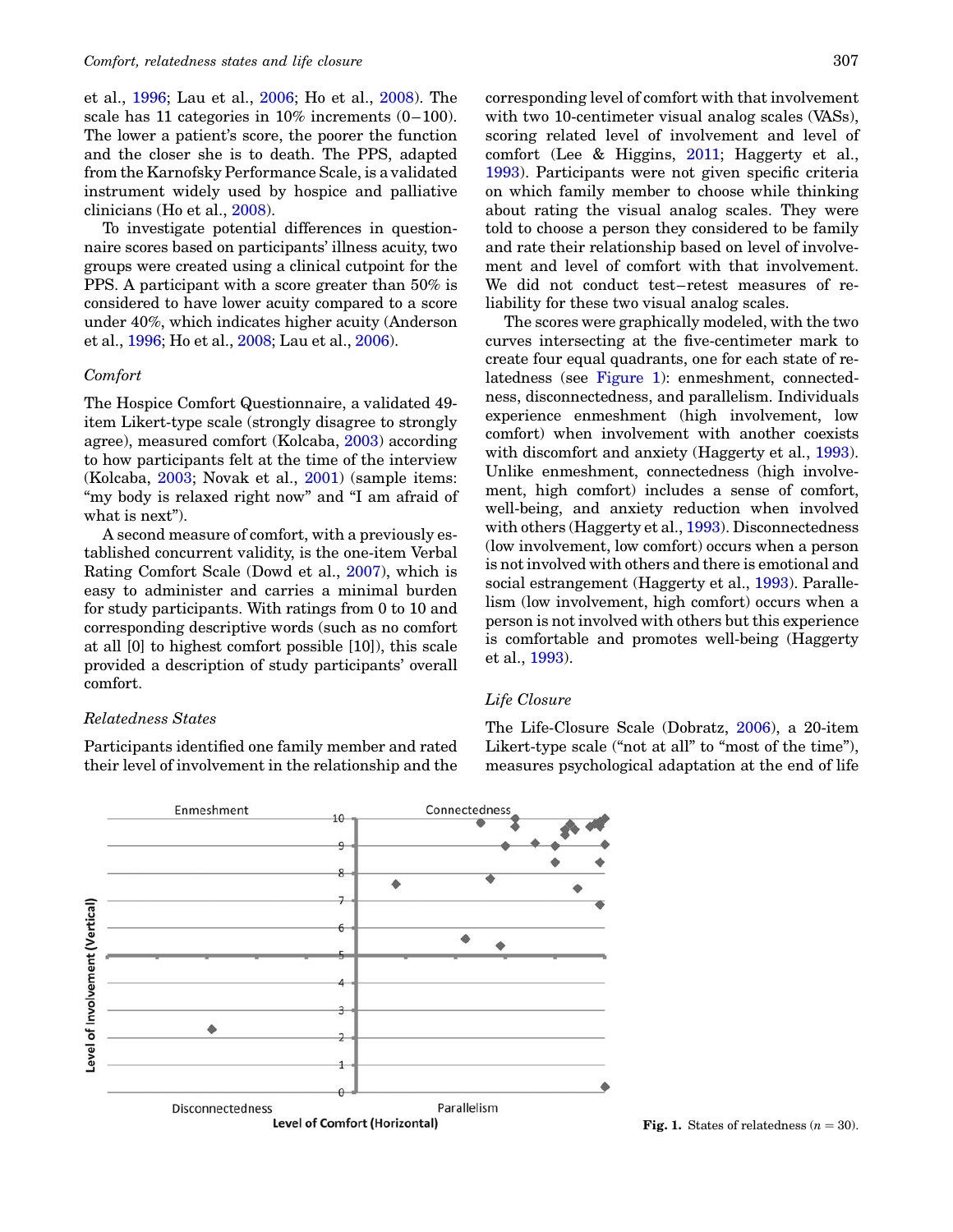et al., 1996; Lau et al., 2006; Ho et al., 2008). The scale has 11 categories in 10% increments (0–100). The lower a patient's score, the poorer the function and the closer she is to death. The PPS, adapted from the Karnofsky Performance Scale, is a validated instrument widely used by hospice and palliative clinicians (Ho et al., 2008).

To investigate potential differences in questionnaire scores based on participants' illness acuity, two groups were created using a clinical cutpoint for the PPS. A participant with a score greater than 50% is considered to have lower acuity compared to a score under 40%, which indicates higher acuity (Anderson et al., 1996; Ho et al., 2008; Lau et al., 2006).

### *Comfort*

The Hospice Comfort Questionnaire, a validated 49-item Likert-type scale (strongly disagree to strongly agree), measured comfort (Kolcaba, 2003) according to how participants felt at the time of the interview (Kolcaba, 2003; Novak et al., 2001) (sample items: "my body is relaxed right now" and "I am afraid of what is next").

A second measure of comfort, with a previously established concurrent validity, is the one-item Verbal Rating Comfort Scale (Dowd et al., 2007), which is easy to administer and carries a minimal burden for study participants. With ratings from 0 to 10 and corresponding descriptive words (such as no comfort at all [0] to highest comfort possible [10]), this scale provided a description of study participants' overall comfort.

### *Relatedness States*

Participants identified one family member and rated their level of involvement in the relationship and the corresponding level of comfort with that involvement with two 10-centimeter visual analog scales (VASs), scoring related level of involvement and level of comfort (Lee & Higgins, 2011; Haggerty et al., 1993). Participants were not given specific criteria on which family member to choose while thinking about rating the visual analog scales. They were told to choose a person they considered to be family and rate their relationship based on level of involvement and level of comfort with that involvement. We did not conduct test–retest measures of reliability for these two visual analog scales.

The scores were graphically modeled, with the two curves intersecting at the five-centimeter mark to create four equal quadrants, one for each state of relatedness (see Figure 1): enmeshment, connectedness, disconnectedness, and parallelism. Individuals experience enmeshment (high involvement, low comfort) when involvement with another coexists with discomfort and anxiety (Haggerty et al., 1993). Unlike enmeshment, connectedness (high involvement, high comfort) includes a sense of comfort, well-being, and anxiety reduction when involved with others (Haggerty et al., 1993). Disconnectedness (low involvement, low comfort) occurs when a person is not involved with others and there is emotional and social estrangement (Haggerty et al., 1993). Parallelism (low involvement, high comfort) occurs when a person is not involved with others but this experience is comfortable and promotes well-being (Haggerty et al., 1993).

### *Life Closure*

The Life-Closure Scale (Dobratz, 2006), a 20-item Likert-type scale ("not at all" to "most of the time"), measures psychological adaptation at the end of life

**Fig. 1.** States of relatedness ($n = 30$).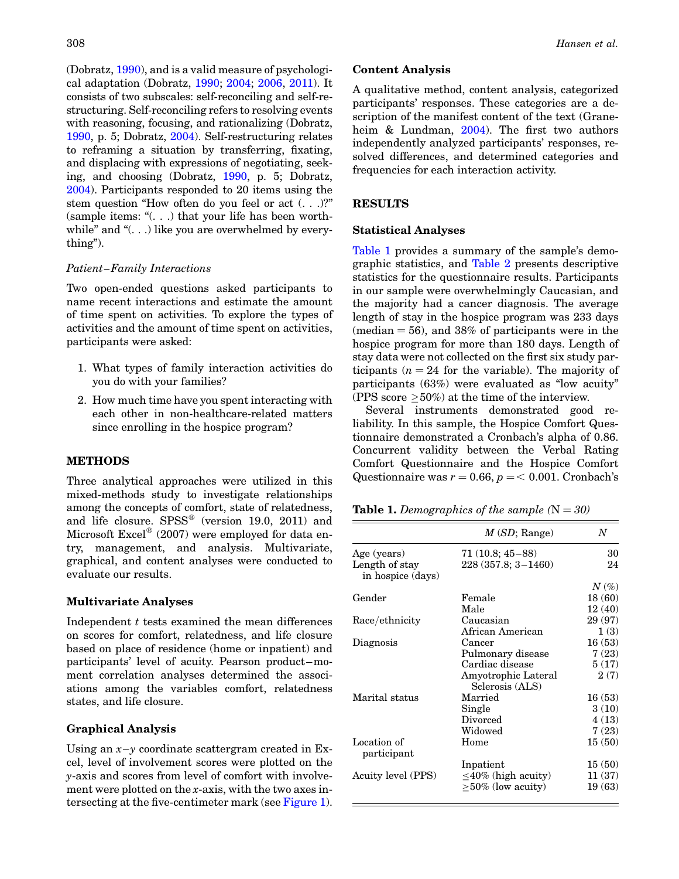(Dobratz, 1990), and is a valid measure of psychological adaptation (Dobratz, 1990; 2004; 2006, 2011). It consists of two subscales: self-reconciling and self-restructuring. Self-reconciling refers to resolving events with reasoning, focusing, and rationalizing (Dobratz, 1990, p. 5; Dobratz, 2004). Self-restructuring relates to reframing a situation by transferring, fixating, and displacing with expressions of negotiating, seeking, and choosing (Dobratz, 1990, p. 5; Dobratz, 2004). Participants responded to 20 items using the stem question "How often do you feel or act (. . .)?" (sample items: "(. . .) that your life has been worthwhile" and "(. . .) like you are overwhelmed by everything").

### *Patient–Family Interactions*

Two open-ended questions asked participants to name recent interactions and estimate the amount of time spent on activities. To explore the types of activities and the amount of time spent on activities, participants were asked:

1. What types of family interaction activities do you do with your families?
2. How much time have you spent interacting with each other in non-healthcare-related matters since enrolling in the hospice program?

## METHODS

Three analytical approaches were utilized in this mixed-methods study to investigate relationships among the concepts of comfort, state of relatedness, and life closure. SPSS® (version 19.0, 2011) and Microsoft Excel® (2007) were employed for data entry, management, and analysis. Multivariate, graphical, and content analyses were conducted to evaluate our results.

### Multivariate Analyses

Independent $t$ tests examined the mean differences on scores for comfort, relatedness, and life closure based on place of residence (home or inpatient) and participants' level of acuity. Pearson product–moment correlation analyses determined the associations among the variables comfort, relatedness states, and life closure.

### Graphical Analysis

Using an $x$–$y$ coordinate scattergram created in Excel, level of involvement scores were plotted on the $y$-axis and scores from level of comfort with involvement were plotted on the $x$-axis, with the two axes intersecting at the five-centimeter mark (see Figure 1).

### Content Analysis

A qualitative method, content analysis, categorized participants' responses. These categories are a description of the manifest content of the text (Graneheim & Lundman, 2004). The first two authors independently analyzed participants' responses, resolved differences, and determined categories and frequencies for each interaction activity.

## RESULTS

### Statistical Analyses

Table 1 provides a summary of the sample's demographic statistics, and Table 2 presents descriptive statistics for the questionnaire results. Participants in our sample were overwhelmingly Caucasian, and the majority had a cancer diagnosis. The average length of stay in the hospice program was 233 days (median = 56), and 38% of participants were in the hospice program for more than 180 days. Length of stay data were not collected on the first six study participants ($n = 24$ for the variable). The majority of participants (63%) were evaluated as "low acuity" (PPS score $\geq$50%) at the time of the interview.

Several instruments demonstrated good reliability. In this sample, the Hospice Comfort Questionnaire demonstrated a Cronbach's alpha of 0.86. Concurrent validity between the Verbal Rating Comfort Questionnaire and the Hospice Comfort Questionnaire was $r = 0.66$, $p = < 0.001$. Cronbach's

**Table 1.** *Demographics of the sample (N = 30)*

| | $M$ ($SD$; Range) | $N$ |
|---|---|---|
| Age (years) | 71 (10.8; 45–88) | 30 |
| Length of stay in hospice (days) | 228 (357.8; 3–1460) | 24 |
| | | $N$ (%) |
| Gender | Female | 18 (60) |
| | Male | 12 (40) |
| Race/ethnicity | Caucasian | 29 (97) |
| | African American | 1 (3) |
| Diagnosis | Cancer | 16 (53) |
| | Pulmonary disease | 7 (23) |
| | Cardiac disease | 5 (17) |
| | Amyotrophic Lateral Sclerosis (ALS) | 2 (7) |
| Marital status | Married | 16 (53) |
| | Single | 3 (10) |
| | Divorced | 4 (13) |
| | Widowed | 7 (23) |
| Location of participant | Home | 15 (50) |
| | Inpatient | 15 (50) |
| Acuity level (PPS) | $\leq$40% (high acuity) | 11 (37) |
| | $\geq$50% (low acuity) | 19 (63) |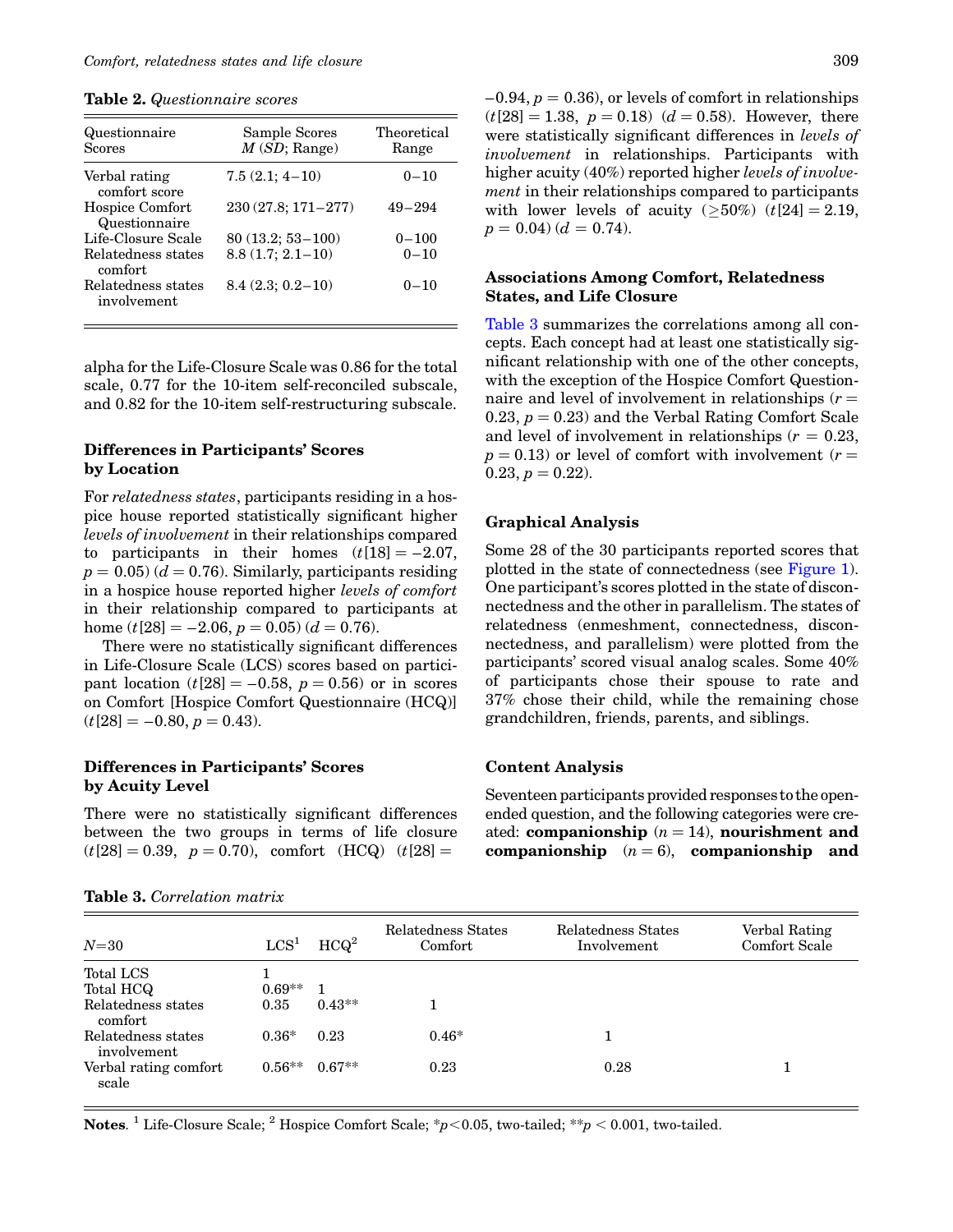**Table 2.** *Questionnaire scores*

| Questionnaire Scores | Sample Scores $M$ ($SD$; Range) | Theoretical Range |
|---|---|---|
| Verbal rating comfort score | 7.5 (2.1; 4–10) | 0–10 |
| Hospice Comfort Questionnaire | 230 (27.8; 171–277) | 49–294 |
| Life-Closure Scale | 80 (13.2; 53–100) | 0–100 |
| Relatedness states comfort | 8.8 (1.7; 2.1–10) | 0–10 |
| Relatedness states involvement | 8.4 (2.3; 0.2–10) | 0–10 |

alpha for the Life-Closure Scale was 0.86 for the total scale, 0.77 for the 10-item self-reconciled subscale, and 0.82 for the 10-item self-restructuring subscale.

### Differences in Participants' Scores by Location

For *relatedness states*, participants residing in a hospice house reported statistically significant higher *levels of involvement* in their relationships compared to participants in their homes ($t[18] = -2.07$, $p = 0.05$) ($d = 0.76$). Similarly, participants residing in a hospice house reported higher *levels of comfort* in their relationship compared to participants at home ($t[28] = -2.06$, $p = 0.05$) ($d = 0.76$).

There were no statistically significant differences in Life-Closure Scale (LCS) scores based on participant location ($t[28] = -0.58$, $p = 0.56$) or in scores on Comfort [Hospice Comfort Questionnaire (HCQ)] ($t[28] = -0.80$, $p = 0.43$).

### Differences in Participants' Scores by Acuity Level

There were no statistically significant differences between the two groups in terms of life closure ($t[28] = 0.39$, $p = 0.70$), comfort (HCQ) ($t[28] = -0.94$, $p = 0.36$), or levels of comfort in relationships ($t[28] = 1.38$, $p = 0.18$) ($d = 0.58$). However, there were statistically significant differences in *levels of involvement* in relationships. Participants with higher acuity (40%) reported higher *levels of involvement* in their relationships compared to participants with lower levels of acuity ($\geq$50%) ($t[24] = 2.19$, $p = 0.04$) ($d = 0.74$).

### Associations Among Comfort, Relatedness States, and Life Closure

Table 3 summarizes the correlations among all concepts. Each concept had at least one statistically significant relationship with one of the other concepts, with the exception of the Hospice Comfort Questionnaire and level of involvement in relationships ($r = 0.23$, $p = 0.23$) and the Verbal Rating Comfort Scale and level of involvement in relationships ($r = 0.23$, $p = 0.13$) or level of comfort with involvement ($r = 0.23$, $p = 0.22$).

### Graphical Analysis

Some 28 of the 30 participants reported scores that plotted in the state of connectedness (see Figure 1). One participant's scores plotted in the state of disconnectedness and the other in parallelism. The states of relatedness (enmeshment, connectedness, disconnectedness, and parallelism) were plotted from the participants' scored visual analog scales. Some 40% of participants chose their spouse to rate and 37% chose their child, while the remaining chose grandchildren, friends, parents, and siblings.

### Content Analysis

Seventeen participants provided responses to the open-ended question, and the following categories were created: **companionship** ($n = 14$), **nourishment and companionship** ($n = 6$), **companionship and**

**Table 3.** *Correlation matrix*

| $N$=30 | LCS[1] | HCQ[2] | Relatedness States Comfort | Relatedness States Involvement | Verbal Rating Comfort Scale |
|---|---|---|---|---|---|
| Total LCS | 1 | | | | |
| Total HCQ | 0.69** | 1 | | | |
| Relatedness states comfort | 0.35 | 0.43** | 1 | | |
| Relatedness states involvement | 0.36* | 0.23 | 0.46* | 1 | |
| Verbal rating comfort scale | 0.56** | 0.67** | 0.23 | 0.28 | 1 |

**Notes**. [1] Life-Closure Scale; [2] Hospice Comfort Scale; *$p<0.05$, two-tailed; **$p < 0.001$, two-tailed.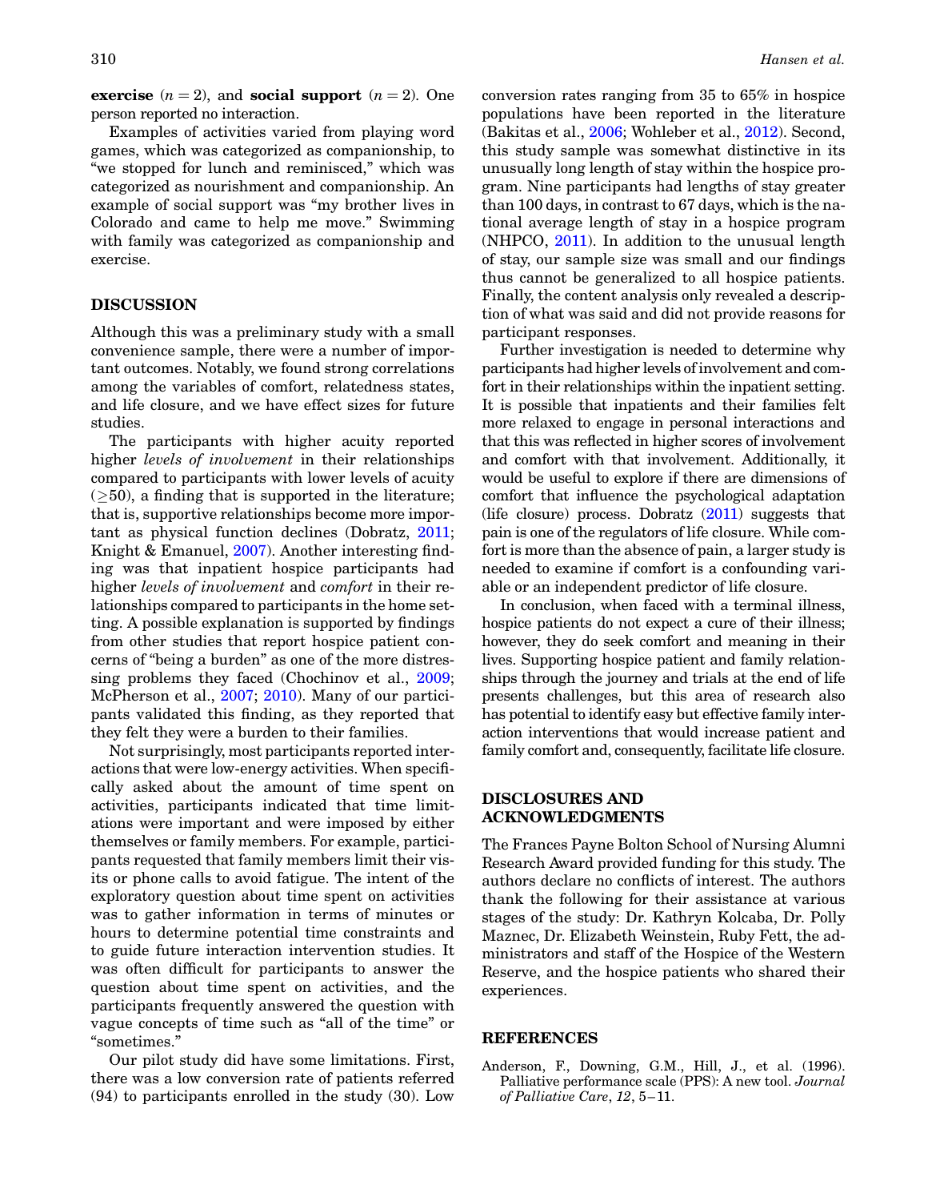**exercise** ($n = 2$), and **social support** ($n = 2$). One person reported no interaction.

Examples of activities varied from playing word games, which was categorized as companionship, to "we stopped for lunch and reminisced," which was categorized as nourishment and companionship. An example of social support was "my brother lives in Colorado and came to help me move." Swimming with family was categorized as companionship and exercise.

## DISCUSSION

Although this was a preliminary study with a small convenience sample, there were a number of important outcomes. Notably, we found strong correlations among the variables of comfort, relatedness states, and life closure, and we have effect sizes for future studies.

The participants with higher acuity reported higher *levels of involvement* in their relationships compared to participants with lower levels of acuity ($\geq$50), a finding that is supported in the literature; that is, supportive relationships become more important as physical function declines (Dobratz, 2011; Knight & Emanuel, 2007). Another interesting finding was that inpatient hospice participants had higher *levels of involvement* and *comfort* in their relationships compared to participants in the home setting. A possible explanation is supported by findings from other studies that report hospice patient concerns of "being a burden" as one of the more distressing problems they faced (Chochinov et al., 2009; McPherson et al., 2007; 2010). Many of our participants validated this finding, as they reported that they felt they were a burden to their families.

Not surprisingly, most participants reported interactions that were low-energy activities. When specifically asked about the amount of time spent on activities, participants indicated that time limitations were important and were imposed by either themselves or family members. For example, participants requested that family members limit their visits or phone calls to avoid fatigue. The intent of the exploratory question about time spent on activities was to gather information in terms of minutes or hours to determine potential time constraints and to guide future interaction intervention studies. It was often difficult for participants to answer the question about time spent on activities, and the participants frequently answered the question with vague concepts of time such as "all of the time" or "sometimes."

Our pilot study did have some limitations. First, there was a low conversion rate of patients referred (94) to participants enrolled in the study (30). Low conversion rates ranging from 35 to 65% in hospice populations have been reported in the literature (Bakitas et al., 2006; Wohleber et al., 2012). Second, this study sample was somewhat distinctive in its unusually long length of stay within the hospice program. Nine participants had lengths of stay greater than 100 days, in contrast to 67 days, which is the national average length of stay in a hospice program (NHPCO, 2011). In addition to the unusual length of stay, our sample size was small and our findings thus cannot be generalized to all hospice patients. Finally, the content analysis only revealed a description of what was said and did not provide reasons for participant responses.

Further investigation is needed to determine why participants had higher levels of involvement and comfort in their relationships within the inpatient setting. It is possible that inpatients and their families felt more relaxed to engage in personal interactions and that this was reflected in higher scores of involvement and comfort with that involvement. Additionally, it would be useful to explore if there are dimensions of comfort that influence the psychological adaptation (life closure) process. Dobratz (2011) suggests that pain is one of the regulators of life closure. While comfort is more than the absence of pain, a larger study is needed to examine if comfort is a confounding variable or an independent predictor of life closure.

In conclusion, when faced with a terminal illness, hospice patients do not expect a cure of their illness; however, they do seek comfort and meaning in their lives. Supporting hospice patient and family relationships through the journey and trials at the end of life presents challenges, but this area of research also has potential to identify easy but effective family interaction interventions that would increase patient and family comfort and, consequently, facilitate life closure.

## DISCLOSURES AND ACKNOWLEDGMENTS

The Frances Payne Bolton School of Nursing Alumni Research Award provided funding for this study. The authors declare no conflicts of interest. The authors thank the following for their assistance at various stages of the study: Dr. Kathryn Kolcaba, Dr. Polly Maznec, Dr. Elizabeth Weinstein, Ruby Fett, the administrators and staff of the Hospice of the Western Reserve, and the hospice patients who shared their experiences.

## REFERENCES

Anderson, F., Downing, G.M., Hill, J., et al. (1996). Palliative performance scale (PPS): A new tool. *Journal of Palliative Care*, *12*, 5–11.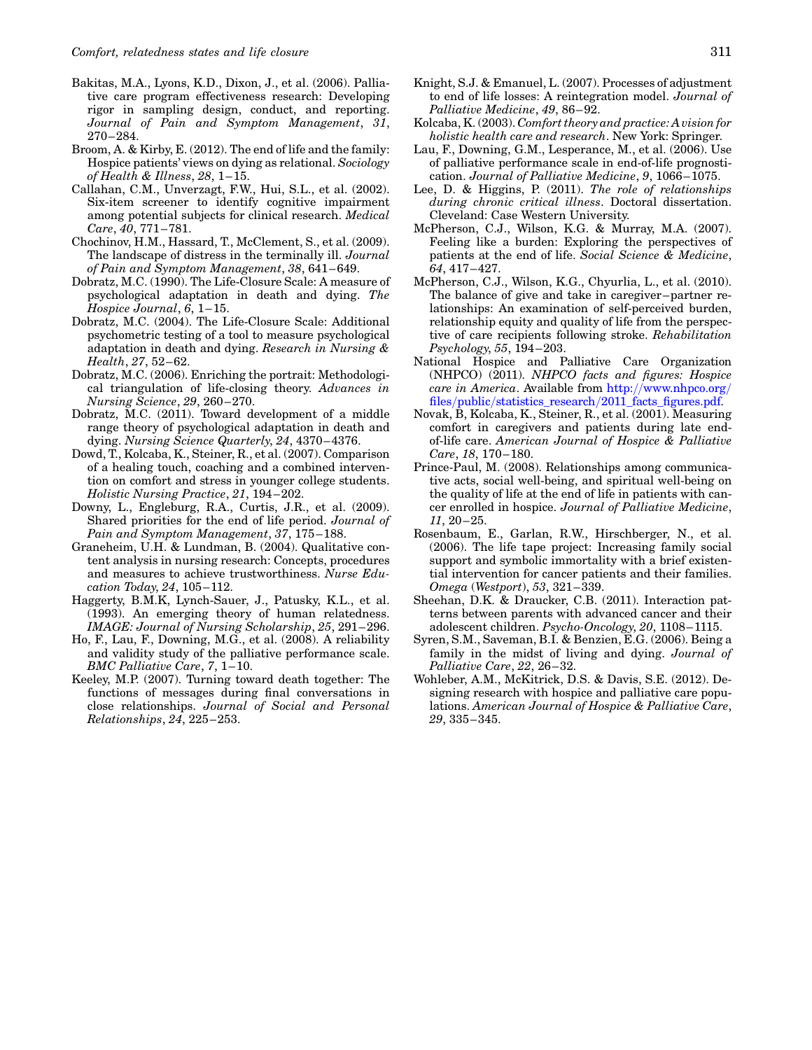Bakitas, M.A., Lyons, K.D., Dixon, J., et al. (2006). Palliative care program effectiveness research: Developing rigor in sampling design, conduct, and reporting. *Journal of Pain and Symptom Management*, *31*, 270–284.

Broom, A. & Kirby, E. (2012). The end of life and the family: Hospice patients' views on dying as relational. *Sociology of Health & Illness*, *28*, 1–15.

Callahan, C.M., Unverzagt, F.W., Hui, S.L., et al. (2002). Six-item screener to identify cognitive impairment among potential subjects for clinical research. *Medical Care*, *40*, 771–781.

Chochinov, H.M., Hassard, T., McClement, S., et al. (2009). The landscape of distress in the terminally ill. *Journal of Pain and Symptom Management*, *38*, 641–649.

Dobratz, M.C. (1990). The Life-Closure Scale: A measure of psychological adaptation in death and dying. *The Hospice Journal*, *6*, 1–15.

Dobratz, M.C. (2004). The Life-Closure Scale: Additional psychometric testing of a tool to measure psychological adaptation in death and dying. *Research in Nursing & Health*, *27*, 52–62.

Dobratz, M.C. (2006). Enriching the portrait: Methodological triangulation of life-closing theory. *Advances in Nursing Science*, *29*, 260–270.

Dobratz, M.C. (2011). Toward development of a middle range theory of psychological adaptation in death and dying. *Nursing Science Quarterly*, *24*, 4370–4376.

Dowd, T., Kolcaba, K., Steiner, R., et al. (2007). Comparison of a healing touch, coaching and a combined intervention on comfort and stress in younger college students. *Holistic Nursing Practice*, *21*, 194–202.

Downy, L., Engleburg, R.A., Curtis, J.R., et al. (2009). Shared priorities for the end of life period. *Journal of Pain and Symptom Management*, *37*, 175–188.

Graneheim, U.H. & Lundman, B. (2004). Qualitative content analysis in nursing research: Concepts, procedures and measures to achieve trustworthiness. *Nurse Education Today*, *24*, 105–112.

Haggerty, B.M.K, Lynch-Sauer, J., Patusky, K.L., et al. (1993). An emerging theory of human relatedness. *IMAGE: Journal of Nursing Scholarship*, *25*, 291–296.

Ho, F., Lau, F., Downing, M.G., et al. (2008). A reliability and validity study of the palliative performance scale. *BMC Palliative Care*, *7*, 1–10.

Keeley, M.P. (2007). Turning toward death together: The functions of messages during final conversations in close relationships. *Journal of Social and Personal Relationships*, *24*, 225–253.

Knight, S.J. & Emanuel, L. (2007). Processes of adjustment to end of life losses: A reintegration model. *Journal of Palliative Medicine*, *49*, 86–92.

Kolcaba, K. (2003). *Comfort theory and practice: A vision for holistic health care and research*. New York: Springer.

Lau, F., Downing, G.M., Lesperance, M., et al. (2006). Use of palliative performance scale in end-of-life prognostication. *Journal of Palliative Medicine*, *9*, 1066–1075.

Lee, D. & Higgins, P. (2011). *The role of relationships during chronic critical illness*. Doctoral dissertation. Cleveland: Case Western University.

McPherson, C.J., Wilson, K.G. & Murray, M.A. (2007). Feeling like a burden: Exploring the perspectives of patients at the end of life. *Social Science & Medicine*, *64*, 417–427.

McPherson, C.J., Wilson, K.G., Chyurlia, L., et al. (2010). The balance of give and take in caregiver–partner relationships: An examination of self-perceived burden, relationship equity and quality of life from the perspective of care recipients following stroke. *Rehabilitation Psychology*, *55*, 194–203.

National Hospice and Palliative Care Organization (NHPCO) (2011). *NHPCO facts and figures: Hospice care in America*. Available from http://www.nhpco.org/files/public/statistics_research/2011_facts_figures.pdf.

Novak, B, Kolcaba, K., Steiner, R., et al. (2001). Measuring comfort in caregivers and patients during late end-of-life care. *American Journal of Hospice & Palliative Care*, *18*, 170–180.

Prince-Paul, M. (2008). Relationships among communicative acts, social well-being, and spiritual well-being on the quality of life at the end of life in patients with cancer enrolled in hospice. *Journal of Palliative Medicine*, *11*, 20–25.

Rosenbaum, E., Garlan, R.W., Hirschberger, N., et al. (2006). The life tape project: Increasing family social support and symbolic immortality with a brief existential intervention for cancer patients and their families. *Omega* (*Westport*), *53*, 321–339.

Sheehan, D.K. & Draucker, C.B. (2011). Interaction patterns between parents with advanced cancer and their adolescent children. *Psycho-Oncology*, *20*, 1108–1115.

Syren, S.M., Saveman, B.I. & Benzien, E.G. (2006). Being a family in the midst of living and dying. *Journal of Palliative Care*, *22*, 26–32.

Wohleber, A.M., McKitrick, D.S. & Davis, S.E. (2012). Designing research with hospice and palliative care populations. *American Journal of Hospice & Palliative Care*, *29*, 335–345.